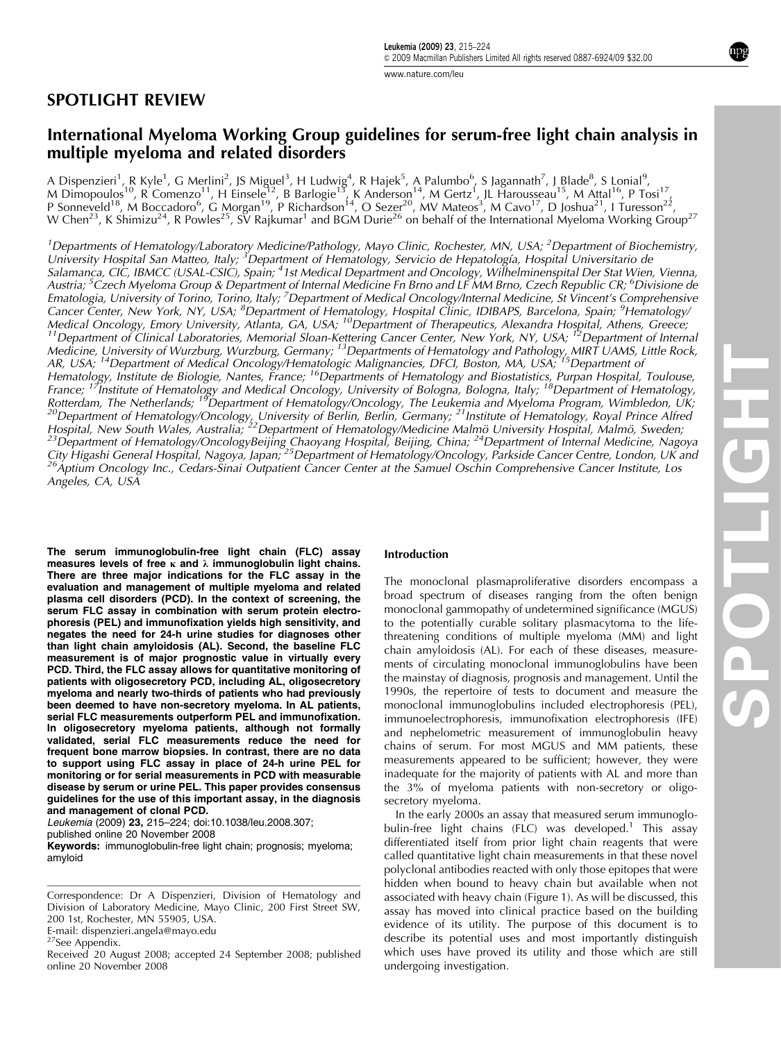## SPOTLIGHT REVIEW

# International Myeloma Working Group guidelines for serum-free light chain analysis in multiple myeloma and related disorders

A Dispenzieri[1], R Kyle[1], G Merlini[2], JS Miguel[3], H Ludwig[4], R Hajek[5], A Palumbo[6], S Jagannath[7], J Blade[8], S Lonial[9], M Dimopoulos[10], R Comenzo[11], H Einsele[12], B Barlogie[13], K Anderson[14], M Gertz[1], JL Harousseau[15], M Attal[16], P Tosi[17], P Sonneveld[18], M Boccadoro[6], G Morgan[19], P Richardson[14], O Sezer[20], MV Mateos[3], M Cavo[17], D Joshua[21], I Turesson[22], W Chen[23], K Shimizu[24], R Powles[25], SV Rajkumar[1] and BGM Durie[26] on behalf of the International Myeloma Working Group[27]

[1]Departments of Hematology/Laboratory Medicine/Pathology, Mayo Clinic, Rochester, MN, USA; [2]Department of Biochemistry, University Hospital San Matteo, Italy; [3]Department of Hematology, Servicio de Hepatología, Hospital Universitario de Salamanca, CIC, IBMCC (USAL-CSIC), Spain; [4]1st Medical Department and Oncology, Wilhelminenspital Der Stat Wien, Vienna, Austria; [5]Czech Myeloma Group & Department of Internal Medicine Fn Brno and LF MM Brno, Czech Republic CR; [6]Divisione de Ematologia, University of Torino, Torino, Italy; [7]Department of Medical Oncology/Internal Medicine, St Vincent's Comprehensive Cancer Center, New York, NY, USA; [8]Department of Hematology, Hospital Clinic, IDIBAPS, Barcelona, Spain; [9]Hematology/Medical Oncology, Emory University, Atlanta, GA, USA; [10]Department of Therapeutics, Alexandra Hospital, Athens, Greece; [11]Department of Clinical Laboratories, Memorial Sloan-Kettering Cancer Center, New York, NY, USA; [12]Department of Internal Medicine, University of Wurzburg, Wurzburg, Germany; [13]Departments of Hematology and Pathology, MIRT UAMS, Little Rock, AR, USA; [14]Department of Medical Oncology/Hematologic Malignancies, DFCI, Boston, MA, USA; [15]Department of Hematology, Institute de Biologie, Nantes, France; [16]Departments of Hematology and Biostatistics, Purpan Hospital, Toulouse, France; [17]Institute of Hematology and Medical Oncology, University of Bologna, Bologna, Italy; [18]Department of Hematology, Rotterdam, The Netherlands; [19]Department of Hematology/Oncology, The Leukemia and Myeloma Program, Wimbledon, UK; [20]Department of Hematology/Oncology, University of Berlin, Berlin, Germany; [21]Institute of Hematology, Royal Prince Alfred Hospital, New South Wales, Australia; [22]Department of Hematology/Medicine Malmö University Hospital, Malmö, Sweden; [23]Department of Hematology/OncologyBeijing Chaoyang Hospital, Beijing, China; [24]Department of Internal Medicine, Nagoya City Higashi General Hospital, Nagoya, Japan; [25]Department of Hematology/Oncology, Parkside Cancer Centre, London, UK and [26]Aptium Oncology Inc., Cedars-Sinai Outpatient Cancer Center at the Samuel Oschin Comprehensive Cancer Institute, Los Angeles, CA, USA

**The serum immunoglobulin-free light chain (FLC) assay measures levels of free κ and λ immunoglobulin light chains. There are three major indications for the FLC assay in the evaluation and management of multiple myeloma and related plasma cell disorders (PCD). In the context of screening, the serum FLC assay in combination with serum protein electrophoresis (PEL) and immunofixation yields high sensitivity, and negates the need for 24-h urine studies for diagnoses other than light chain amyloidosis (AL). Second, the baseline FLC measurement is of major prognostic value in virtually every PCD. Third, the FLC assay allows for quantitative monitoring of patients with oligosecretory PCD, including AL, oligosecretory myeloma and nearly two-thirds of patients who had previously been deemed to have non-secretory myeloma. In AL patients, serial FLC measurements outperform PEL and immunofixation. In oligosecretory myeloma patients, although not formally validated, serial FLC measurements reduce the need for frequent bone marrow biopsies. In contrast, there are no data to support using FLC assay in place of 24-h urine PEL for monitoring or for serial measurements in PCD with measurable disease by serum or urine PEL. This paper provides consensus guidelines for the use of this important assay, in the diagnosis and management of clonal PCD.**

*Leukemia* (2009) **23,** 215–224; doi:10.1038/leu.2008.307; published online 20 November 2008

**Keywords:** immunoglobulin-free light chain; prognosis; myeloma; amyloid

Correspondence: Dr A Dispenzieri, Division of Hematology and Division of Laboratory Medicine, Mayo Clinic, 200 First Street SW, 200 1st, Rochester, MN 55905, USA.
E-mail: dispenzieri.angela@mayo.edu

[27]See Appendix.

Received 20 August 2008; accepted 24 September 2008; published online 20 November 2008

## Introduction

The monoclonal plasmaproliferative disorders encompass a broad spectrum of diseases ranging from the often benign monoclonal gammopathy of undetermined significance (MGUS) to the potentially curable solitary plasmacytoma to the life-threatening conditions of multiple myeloma (MM) and light chain amyloidosis (AL). For each of these diseases, measurements of circulating monoclonal immunoglobulins have been the mainstay of diagnosis, prognosis and management. Until the 1990s, the repertoire of tests to document and measure the monoclonal immunoglobulins included electrophoresis (PEL), immunoelectrophoresis, immunofixation electrophoresis (IFE) and nephelometric measurement of immunoglobulin heavy chains of serum. For most MGUS and MM patients, these measurements appeared to be sufficient; however, they were inadequate for the majority of patients with AL and more than the 3% of myeloma patients with non-secretory or oligo-secretory myeloma.

In the early 2000s an assay that measured serum immunoglobulin-free light chains (FLC) was developed.[1] This assay differentiated itself from prior light chain reagents that were called quantitative light chain measurements in that these novel polyclonal antibodies reacted with only those epitopes that were hidden when bound to heavy chain but available when not associated with heavy chain (Figure 1). As will be discussed, this assay has moved into clinical practice based on the building evidence of its utility. The purpose of this document is to describe its potential uses and most importantly distinguish which uses have proved its utility and those which are still undergoing investigation.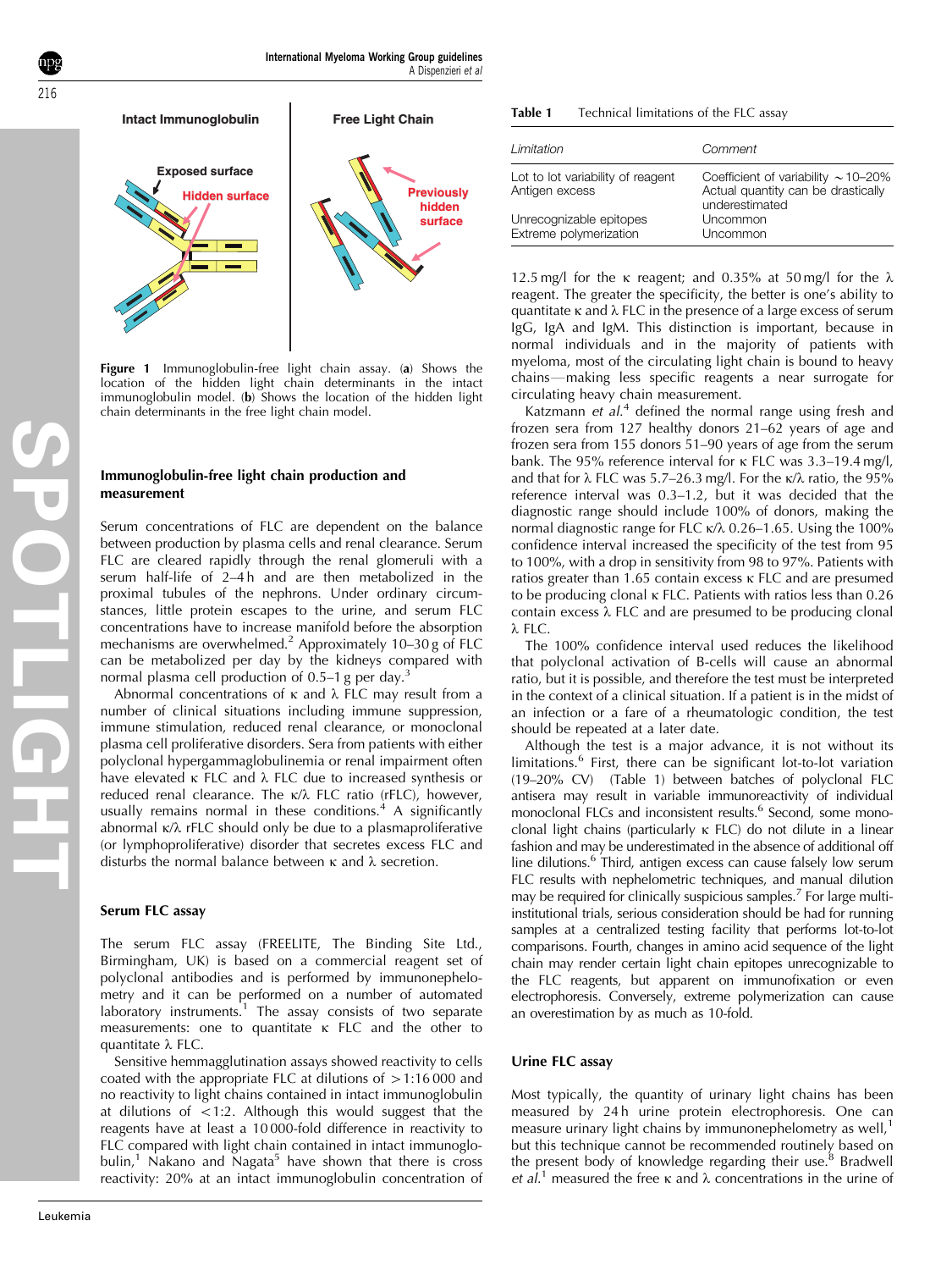Intact Immunoglobulin

Exposed surface

Hidden surface

Free Light Chain

Previously hidden surface

**Figure 1** Immunoglobulin-free light chain assay. (**a**) Shows the location of the hidden light chain determinants in the intact immunoglobulin model. (**b**) Shows the location of the hidden light chain determinants in the free light chain model.

## Immunoglobulin-free light chain production and measurement

Serum concentrations of FLC are dependent on the balance between production by plasma cells and renal clearance. Serum FLC are cleared rapidly through the renal glomeruli with a serum half-life of 2–4 h and are then metabolized in the proximal tubules of the nephrons. Under ordinary circumstances, little protein escapes to the urine, and serum FLC concentrations have to increase manifold before the absorption mechanisms are overwhelmed.[2] Approximately 10–30 g of FLC can be metabolized per day by the kidneys compared with normal plasma cell production of 0.5–1 g per day.[3]

Abnormal concentrations of κ and λ FLC may result from a number of clinical situations including immune suppression, immune stimulation, reduced renal clearance, or monoclonal plasma cell proliferative disorders. Sera from patients with either polyclonal hypergammaglobulinemia or renal impairment often have elevated κ FLC and λ FLC due to increased synthesis or reduced renal clearance. The κ/λ FLC ratio (rFLC), however, usually remains normal in these conditions.[4] A significantly abnormal κ/λ rFLC should only be due to a plasmaproliferative (or lymphoproliferative) disorder that secretes excess FLC and disturbs the normal balance between κ and λ secretion.

## Serum FLC assay

The serum FLC assay (FREELITE, The Binding Site Ltd., Birmingham, UK) is based on a commercial reagent set of polyclonal antibodies and is performed by immunonephelometry and it can be performed on a number of automated laboratory instruments.[1] The assay consists of two separate measurements: one to quantitate κ FLC and the other to quantitate λ FLC.

Sensitive hemmagglutination assays showed reactivity to cells coated with the appropriate FLC at dilutions of >1:16 000 and no reactivity to light chains contained in intact immunoglobulin at dilutions of <1:2. Although this would suggest that the reagents have at least a 10 000-fold difference in reactivity to FLC compared with light chain contained in intact immunoglobulin,[1] Nakano and Nagata[5] have shown that there is cross reactivity: 20% at an intact immunoglobulin concentration of 12.5 mg/l for the κ reagent; and 0.35% at 50 mg/l for the λ reagent. The greater the specificity, the better is one's ability to quantitate κ and λ FLC in the presence of a large excess of serum IgG, IgA and IgM. This distinction is important, because in normal individuals and in the majority of patients with myeloma, most of the circulating light chain is bound to heavy chains—making less specific reagents a near surrogate for circulating heavy chain measurement.

Katzmann *et al.*[4] defined the normal range using fresh and frozen sera from 127 healthy donors 21–62 years of age and frozen sera from 155 donors 51–90 years of age from the serum bank. The 95% reference interval for κ FLC was 3.3–19.4 mg/l, and that for λ FLC was 5.7–26.3 mg/l. For the κ/λ ratio, the 95% reference interval was 0.3–1.2, but it was decided that the diagnostic range should include 100% of donors, making the normal diagnostic range for FLC κ/λ 0.26–1.65. Using the 100% confidence interval increased the specificity of the test from 95 to 100%, with a drop in sensitivity from 98 to 97%. Patients with ratios greater than 1.65 contain excess κ FLC and are presumed to be producing clonal κ FLC. Patients with ratios less than 0.26 contain excess λ FLC and are presumed to be producing clonal λ FLC.

The 100% confidence interval used reduces the likelihood that polyclonal activation of B-cells will cause an abnormal ratio, but it is possible, and therefore the test must be interpreted in the context of a clinical situation. If a patient is in the midst of an infection or a fare of a rheumatologic condition, the test should be repeated at a later date.

Although the test is a major advance, it is not without its limitations.[6] First, there can be significant lot-to-lot variation (19–20% CV) (Table 1) between batches of polyclonal FLC antisera may result in variable immunoreactivity of individual monoclonal FLCs and inconsistent results.[6] Second, some monoclonal light chains (particularly κ FLC) do not dilute in a linear fashion and may be underestimated in the absence of additional off line dilutions.[6] Third, antigen excess can cause falsely low serum FLC results with nephelometric techniques, and manual dilution may be required for clinically suspicious samples.[7] For large multi-institutional trials, serious consideration should be had for running samples at a centralized testing facility that performs lot-to-lot comparisons. Fourth, changes in amino acid sequence of the light chain may render certain light chain epitopes unrecognizable to the FLC reagents, but apparent on immunofixation or even electrophoresis. Conversely, extreme polymerization can cause an overestimation by as much as 10-fold.

**Table 1** Technical limitations of the FLC assay

| *Limitation* | *Comment* |
|---|---|
| Lot to lot variability of reagent | Coefficient of variability ~10–20% |
| Antigen excess | Actual quantity can be drastically underestimated |
| Unrecognizable epitopes | Uncommon |
| Extreme polymerization | Uncommon |

## Urine FLC assay

Most typically, the quantity of urinary light chains has been measured by 24 h urine protein electrophoresis. One can measure urinary light chains by immunonephelometry as well,[1] but this technique cannot be recommended routinely based on the present body of knowledge regarding their use.[8] Bradwell *et al.*[1] measured the free κ and λ concentrations in the urine of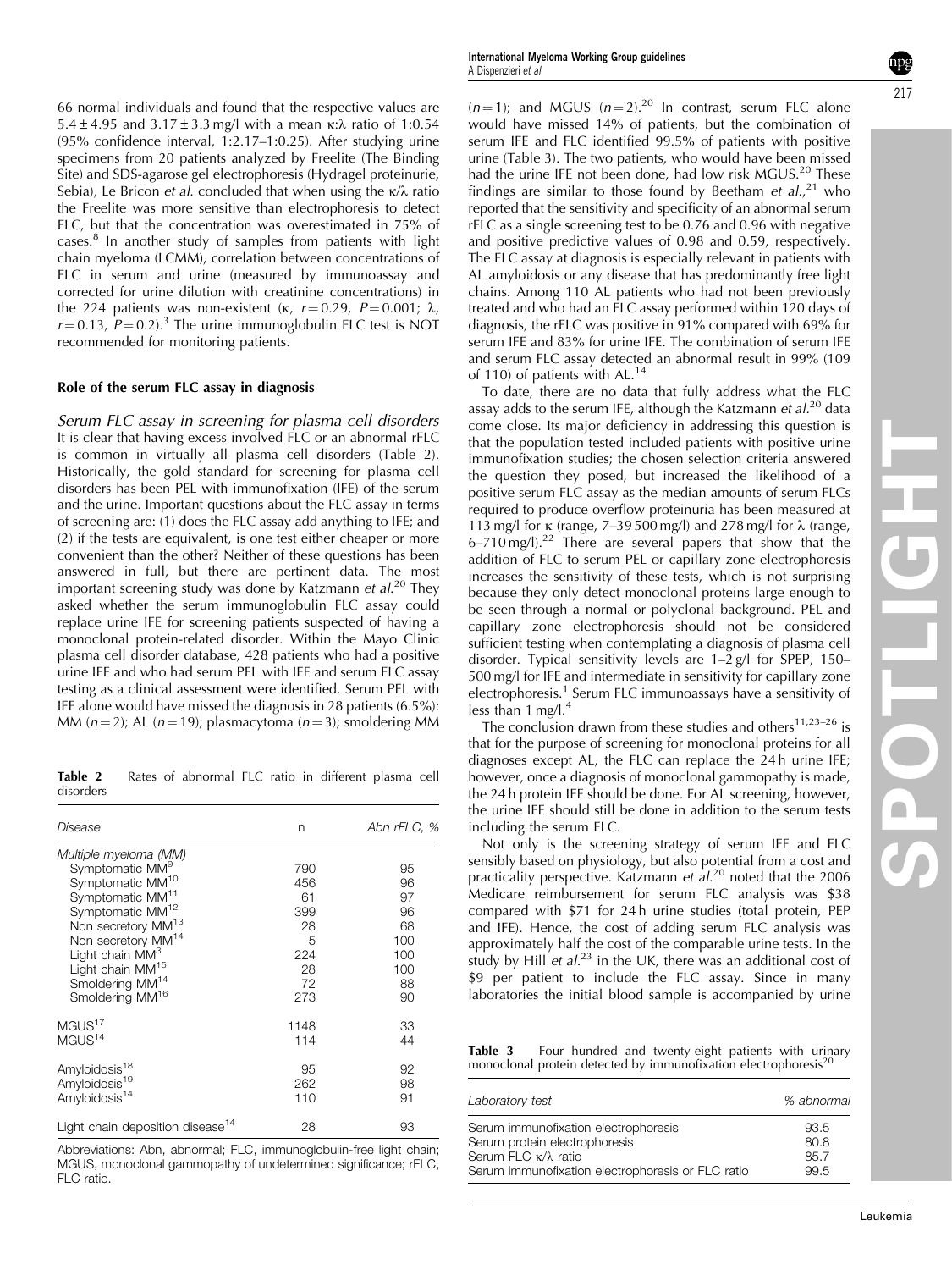66 normal individuals and found that the respective values are $5.4 \pm 4.95$ and $3.17 \pm 3.3$ mg/l with a mean κ:λ ratio of 1:0.54 (95% confidence interval, 1:2.17–1:0.25). After studying urine specimens from 20 patients analyzed by Freelite (The Binding Site) and SDS-agarose gel electrophoresis (Hydragel proteinurie, Sebia), Le Bricon *et al.* concluded that when using the κ/λ ratio the Freelite was more sensitive than electrophoresis to detect FLC, but that the concentration was overestimated in 75% of cases.[8] In another study of samples from patients with light chain myeloma (LCMM), correlation between concentrations of FLC in serum and urine (measured by immunoassay and corrected for urine dilution with creatinine concentrations) in the 224 patients was non-existent (κ, $r = 0.29$, $P = 0.001$; λ, $r = 0.13$, $P = 0.2$).[3] The urine immunoglobulin FLC test is NOT recommended for monitoring patients.

### Role of the serum FLC assay in diagnosis

*Serum FLC assay in screening for plasma cell disorders*
It is clear that having excess involved FLC or an abnormal rFLC is common in virtually all plasma cell disorders (Table 2). Historically, the gold standard for screening for plasma cell disorders has been PEL with immunofixation (IFE) of the serum and the urine. Important questions about the FLC assay in terms of screening are: (1) does the FLC assay add anything to IFE; and (2) if the tests are equivalent, is one test either cheaper or more convenient than the other? Neither of these questions has been answered in full, but there are pertinent data. The most important screening study was done by Katzmann *et al.*[20] They asked whether the serum immunoglobulin FLC assay could replace urine IFE for screening patients suspected of having a monoclonal protein-related disorder. Within the Mayo Clinic plasma cell disorder database, 428 patients who had a positive urine IFE and who had serum PEL with IFE and serum FLC assay testing as a clinical assessment were identified. Serum PEL with IFE alone would have missed the diagnosis in 28 patients (6.5%): MM ($n = 2$); AL ($n = 19$); plasmacytoma ($n = 3$); smoldering MM ($n = 1$); and MGUS ($n = 2$).[20] In contrast, serum FLC alone would have missed 14% of patients, but the combination of serum IFE and FLC identified 99.5% of patients with positive urine (Table 3). The two patients, who would have been missed had the urine IFE not been done, had low risk MGUS.[20] These findings are similar to those found by Beetham *et al.*,[21] who reported that the sensitivity and specificity of an abnormal serum rFLC as a single screening test to be 0.76 and 0.96 with negative and positive predictive values of 0.98 and 0.59, respectively. The FLC assay at diagnosis is especially relevant in patients with AL amyloidosis or any disease that has predominantly free light chains. Among 110 AL patients who had not been previously treated and who had an FLC assay performed within 120 days of diagnosis, the rFLC was positive in 91% compared with 69% for serum IFE and 83% for urine IFE. The combination of serum IFE and serum FLC assay detected an abnormal result in 99% (109 of 110) of patients with AL.[14]

To date, there are no data that fully address what the FLC assay adds to the serum IFE, although the Katzmann *et al.*[20] data come close. Its major deficiency in addressing this question is that the population tested included patients with positive urine immunofixation studies; the chosen selection criteria answered the question they posed, but increased the likelihood of a positive serum FLC assay as the median amounts of serum FLCs required to produce overflow proteinuria has been measured at 113 mg/l for κ (range, 7–39 500 mg/l) and 278 mg/l for λ (range, 6–710 mg/l).[22] There are several papers that show that the addition of FLC to serum PEL or capillary zone electrophoresis increases the sensitivity of these tests, which is not surprising because they only detect monoclonal proteins large enough to be seen through a normal or polyclonal background. PEL and capillary zone electrophoresis should not be considered sufficient testing when contemplating a diagnosis of plasma cell disorder. Typical sensitivity levels are 1–2 g/l for SPEP, 150–500 mg/l for IFE and intermediate in sensitivity for capillary zone electrophoresis.[1] Serum FLC immunoassays have a sensitivity of less than 1 mg/l.[4]

The conclusion drawn from these studies and others[11,23–26] is that for the purpose of screening for monoclonal proteins for all diagnoses except AL, the FLC can replace the 24 h urine IFE; however, once a diagnosis of monoclonal gammopathy is made, the 24 h protein IFE should be done. For AL screening, however, the urine IFE should still be done in addition to the serum tests including the serum FLC.

Not only is the screening strategy of serum IFE and FLC sensibly based on physiology, but also potential from a cost and practicality perspective. Katzmann *et al.*[20] noted that the 2006 Medicare reimbursement for serum FLC analysis was $38 compared with $71 for 24 h urine studies (total protein, PEP and IFE). Hence, the cost of adding serum FLC analysis was approximately half the cost of the comparable urine tests. In the study by Hill *et al.*[23] in the UK, there was an additional cost of $9 per patient to include the FLC assay. Since in many laboratories the initial blood sample is accompanied by urine

**Table 2** Rates of abnormal FLC ratio in different plasma cell disorders

| Disease | n | Abn rFLC, % |
|---|---|---|
| *Multiple myeloma (MM)* | | |
| Symptomatic MM[9] | 790 | 95 |
| Symptomatic MM[10] | 456 | 96 |
| Symptomatic MM[11] | 61 | 97 |
| Symptomatic MM[12] | 399 | 96 |
| Non secretory MM[13] | 28 | 68 |
| Non secretory MM[14] | 5 | 100 |
| Light chain MM[3] | 224 | 100 |
| Light chain MM[15] | 28 | 100 |
| Smoldering MM[14] | 72 | 88 |
| Smoldering MM[16] | 273 | 90 |
| MGUS[17] | 1148 | 33 |
| MGUS[14] | 114 | 44 |
| Amyloidosis[18] | 95 | 92 |
| Amyloidosis[19] | 262 | 98 |
| Amyloidosis[14] | 110 | 91 |
| Light chain deposition disease[14] | 28 | 93 |

Abbreviations: Abn, abnormal; FLC, immunoglobulin-free light chain; MGUS, monoclonal gammopathy of undetermined significance; rFLC, FLC ratio.

**Table 3** Four hundred and twenty-eight patients with urinary monoclonal protein detected by immunofixation electrophoresis[20]

| Laboratory test | % abnormal |
|---|---|
| Serum immunofixation electrophoresis | 93.5 |
| Serum protein electrophoresis | 80.8 |
| Serum FLC κ/λ ratio | 85.7 |
| Serum immunofixation electrophoresis or FLC ratio | 99.5 |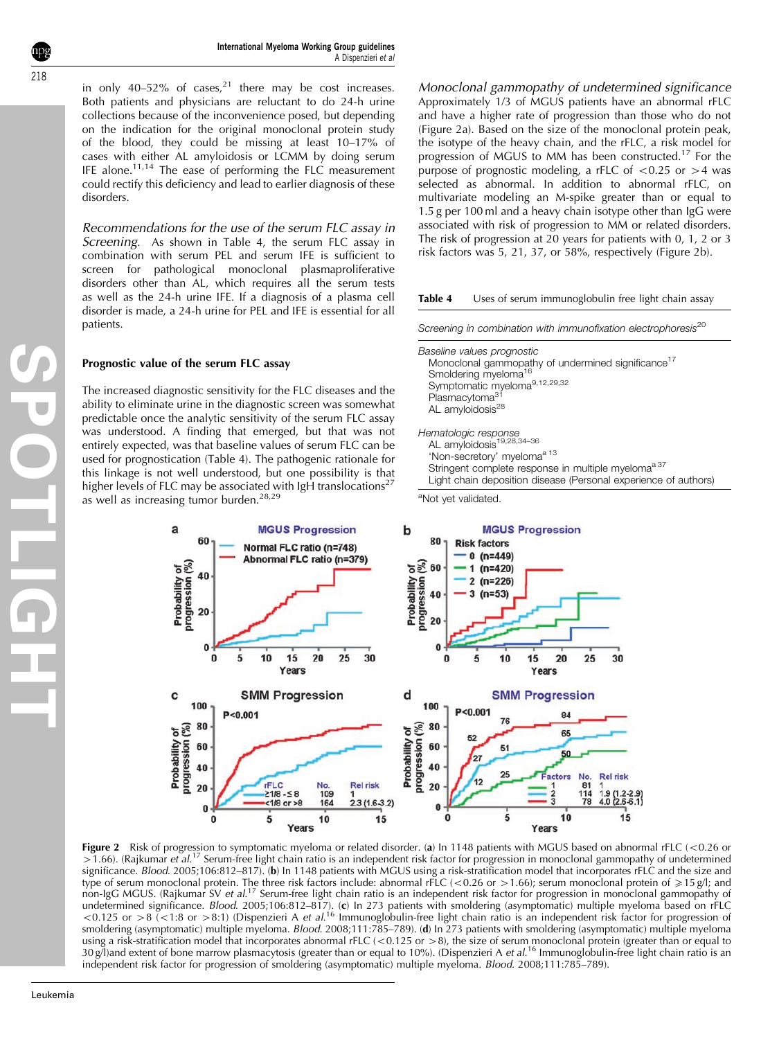in only 40–52% of cases,[21] there may be cost increases. Both patients and physicians are reluctant to do 24-h urine collections because of the inconvenience posed, but depending on the indication for the original monoclonal protein study of the blood, they could be missing at least 10–17% of cases with either AL amyloidosis or LCMM by doing serum IFE alone.[11,14] The ease of performing the FLC measurement could rectify this deficiency and lead to earlier diagnosis of these disorders.

*Recommendations for the use of the serum FLC assay in Screening.* As shown in Table 4, the serum FLC assay in combination with serum PEL and serum IFE is sufficient to screen for pathological monoclonal plasmaproliferative disorders other than AL, which requires all the serum tests as well as the 24-h urine IFE. If a diagnosis of a plasma cell disorder is made, a 24-h urine for PEL and IFE is essential for all patients.

## Prognostic value of the serum FLC assay

The increased diagnostic sensitivity for the FLC diseases and the ability to eliminate urine in the diagnostic screen was somewhat predictable once the analytic sensitivity of the serum FLC assay was understood. A finding that emerged, but that was not entirely expected, was that baseline values of serum FLC can be used for prognostication (Table 4). The pathogenic rationale for this linkage is not well understood, but one possibility is that higher levels of FLC may be associated with IgH translocations[27] as well as increasing tumor burden.[28,29]

*Monoclonal gammopathy of undetermined significance*
Approximately 1/3 of MGUS patients have an abnormal rFLC and have a higher rate of progression than those who do not (Figure 2a). Based on the size of the monoclonal protein peak, the isotype of the heavy chain, and the rFLC, a risk model for progression of MGUS to MM has been constructed.[17] For the purpose of prognostic modeling, a rFLC of <0.25 or >4 was selected as abnormal. In addition to abnormal rFLC, on multivariate modeling an M-spike greater than or equal to 1.5 g per 100 ml and a heavy chain isotype other than IgG were associated with risk of progression to MM or related disorders. The risk of progression at 20 years for patients with 0, 1, 2 or 3 risk factors was 5, 21, 37, or 58%, respectively (Figure 2b).

**Table 4** Uses of serum immunoglobulin free light chain assay

| |
|---|
| *Screening in combination with immunofixation electrophoresis*[20] |
| *Baseline values prognostic* |
| Monoclonal gammopathy of undermined significance[17] |
| Smoldering myeloma[16] |
| Symptomatic myeloma[9,12,29,32] |
| Plasmacytoma[31] |
| AL amyloidosis[28] |
| *Hematologic response* |
| AL amyloidosis[19,28,34–36] |
| 'Non-secretory' myeloma[a 13] |
| Stringent complete response in multiple myeloma[a 37] |
| Light chain deposition disease (Personal experience of authors) |

[a]Not yet validated.

**Figure 2** Risk of progression to symptomatic myeloma or related disorder. (**a**) In 1148 patients with MGUS based on abnormal rFLC (<0.26 or >1.66). (Rajkumar *et al.*[17] Serum-free light chain ratio is an independent risk factor for progression in monoclonal gammopathy of undetermined significance. *Blood*. 2005;106:812–817). (**b**) In 1148 patients with MGUS using a risk-stratification model that incorporates rFLC and the size and type of serum monoclonal protein. The three risk factors include: abnormal rFLC (<0.26 or >1.66); serum monoclonal protein of ⩾15 g/l; and non-IgG MGUS. (Rajkumar SV *et al.*[17] Serum-free light chain ratio is an independent risk factor for progression in monoclonal gammopathy of undetermined significance. *Blood*. 2005;106:812–817). (**c**) In 273 patients with smoldering (asymptomatic) multiple myeloma based on rFLC <0.125 or >8 (<1:8 or >8:1) (Dispenzieri A *et al.*[16] Immunoglobulin-free light chain ratio is an independent risk factor for progression of smoldering (asymptomatic) multiple myeloma. *Blood*. 2008;111:785–789). (**d**) In 273 patients with smoldering (asymptomatic) multiple myeloma using a risk-stratification model that incorporates abnormal rFLC (<0.125 or >8), the size of serum monoclonal protein (greater than or equal to 30 g/l)and extent of bone marrow plasmacytosis (greater than or equal to 10%). (Dispenzieri A *et al.*[16] Immunoglobulin-free light chain ratio is an independent risk factor for progression of smoldering (asymptomatic) multiple myeloma. *Blood*. 2008;111:785–789).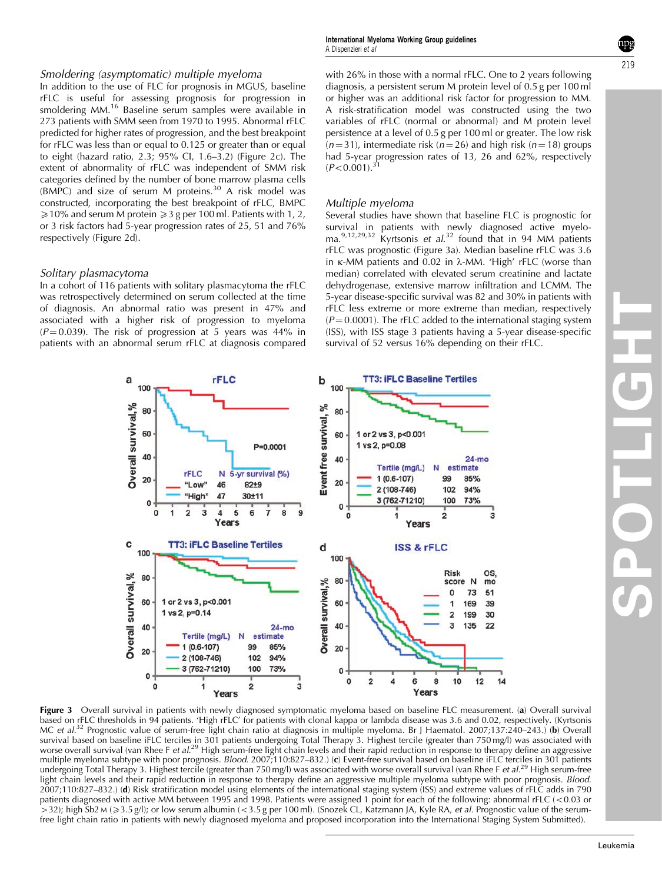### Smoldering (asymptomatic) multiple myeloma

In addition to the use of FLC for prognosis in MGUS, baseline rFLC is useful for assessing prognosis for progression in smoldering MM.[16] Baseline serum samples were available in 273 patients with SMM seen from 1970 to 1995. Abnormal rFLC predicted for higher rates of progression, and the best breakpoint for rFLC was less than or equal to 0.125 or greater than or equal to eight (hazard ratio, 2.3; 95% CI, 1.6–3.2) (Figure 2c). The extent of abnormality of rFLC was independent of SMM risk categories defined by the number of bone marrow plasma cells (BMPC) and size of serum M proteins.[30] A risk model was constructed, incorporating the best breakpoint of rFLC, BMPC $\geqslant$10% and serum M protein $\geqslant$3 g per 100 ml. Patients with 1, 2, or 3 risk factors had 5-year progression rates of 25, 51 and 76% respectively (Figure 2d).

### Solitary plasmacytoma

In a cohort of 116 patients with solitary plasmacytoma the rFLC was retrospectively determined on serum collected at the time of diagnosis. An abnormal ratio was present in 47% and associated with a higher risk of progression to myeloma ($P = 0.039$). The risk of progression at 5 years was 44% in patients with an abnormal serum rFLC at diagnosis compared with 26% in those with a normal rFLC. One to 2 years following diagnosis, a persistent serum M protein level of 0.5 g per 100 ml or higher was an additional risk factor for progression to MM. A risk-stratification model was constructed using the two variables of rFLC (normal or abnormal) and M protein level persistence at a level of 0.5 g per 100 ml or greater. The low risk ($n = 31$), intermediate risk ($n = 26$) and high risk ($n = 18$) groups had 5-year progression rates of 13, 26 and 62%, respectively ($P < 0.001$).[31]

### Multiple myeloma

Several studies have shown that baseline FLC is prognostic for survival in patients with newly diagnosed active myeloma.[9,12,29,32] Kyrtsonis *et al.*[32] found that in 94 MM patients rFLC was prognostic (Figure 3a). Median baseline rFLC was 3.6 in κ-MM patients and 0.02 in λ-MM. 'High' rFLC (worse than median) correlated with elevated serum creatinine and lactate dehydrogenase, extensive marrow infiltration and LCMM. The 5-year disease-specific survival was 82 and 30% in patients with rFLC less extreme or more extreme than median, respectively ($P = 0.0001$). The rFLC added to the international staging system (ISS), with ISS stage 3 patients having a 5-year disease-specific survival of 52 versus 16% depending on their rFLC.

**Figure 3** Overall survival in patients with newly diagnosed symptomatic myeloma based on baseline FLC measurement. (**a**) Overall survival based on rFLC thresholds in 94 patients. 'High rFLC' for patients with clonal kappa or lambda disease was 3.6 and 0.02, respectively. (Kyrtsonis MC *et al.*[32] Prognostic value of serum-free light chain ratio at diagnosis in multiple myeloma. Br J Haematol. 2007;137:240–243.) (**b**) Overall survival based on baseline iFLC terciles in 301 patients undergoing Total Therapy 3. Highest tercile (greater than 750 mg/l) was associated with worse overall survival (van Rhee F *et al.*[29] High serum-free light chain levels and their rapid reduction in response to therapy define an aggressive multiple myeloma subtype with poor prognosis. *Blood*. 2007;110:827–832.) (**c**) Event-free survival based on baseline iFLC terciles in 301 patients undergoing Total Therapy 3. Highest tercile (greater than 750 mg/l) was associated with worse overall survival (van Rhee F *et al.*[29] High serum-free light chain levels and their rapid reduction in response to therapy define an aggressive multiple myeloma subtype with poor prognosis. *Blood*. 2007;110:827–832.) (**d**) Risk stratification model using elements of the international staging system (ISS) and extreme values of rFLC adds in 790 patients diagnosed with active MM between 1995 and 1998. Patients were assigned 1 point for each of the following: abnormal rFLC (<0.03 or >32); high Sb2 M ($\geqslant$3.5 g/l); or low serum albumin (<3.5 g per 100 ml). (Snozek CL, Katzmann JA, Kyle RA, *et al.* Prognostic value of the serum-free light chain ratio in patients with newly diagnosed myeloma and proposed incorporation into the International Staging System Submitted).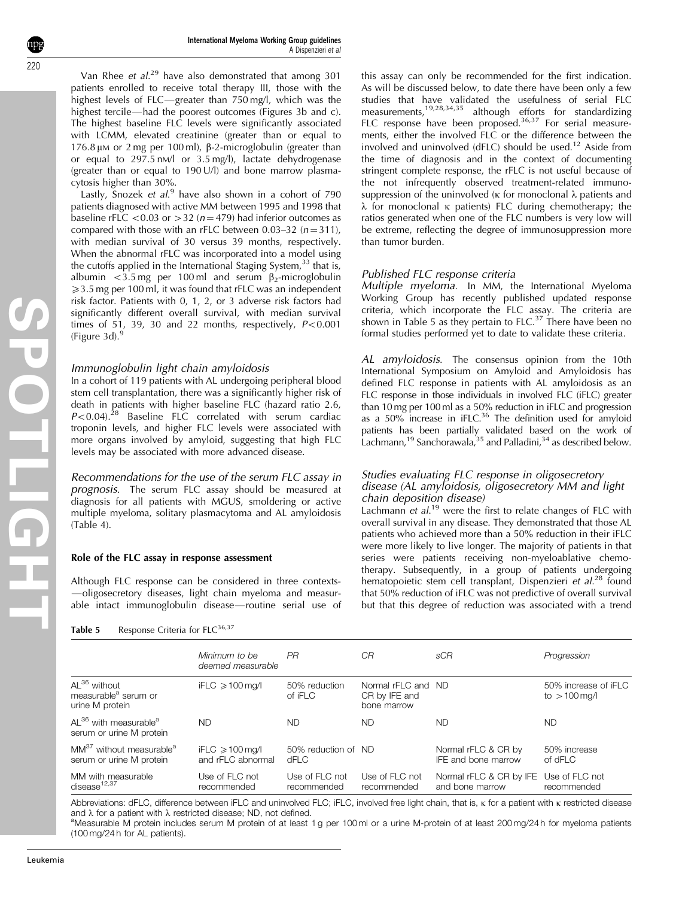Van Rhee *et al.*[29] have also demonstrated that among 301 patients enrolled to receive total therapy III, those with the highest levels of FLC—greater than 750 mg/l, which was the highest tercile—had the poorest outcomes (Figures 3b and c). The highest baseline FLC levels were significantly associated with LCMM, elevated creatinine (greater than or equal to 176.8 μM or 2 mg per 100 ml), β-2-microglobulin (greater than or equal to 297.5 nM/l or 3.5 mg/l), lactate dehydrogenase (greater than or equal to 190 U/l) and bone marrow plasmacytosis higher than 30%.

Lastly, Snozek *et al.*[9] have also shown in a cohort of 790 patients diagnosed with active MM between 1995 and 1998 that baseline rFLC <0.03 or >32 ($n = 479$) had inferior outcomes as compared with those with an rFLC between 0.03–32 ($n = 311$), with median survival of 30 versus 39 months, respectively. When the abnormal rFLC was incorporated into a model using the cutoffs applied in the International Staging System,[33] that is, albumin <3.5 mg per 100 ml and serum $\beta_2$-microglobulin ≥3.5 mg per 100 ml, it was found that rFLC was an independent risk factor. Patients with 0, 1, 2, or 3 adverse risk factors had significantly different overall survival, with median survival times of 51, 39, 30 and 22 months, respectively, $P < 0.001$ (Figure 3d).[9]

### *Immunoglobulin light chain amyloidosis*

In a cohort of 119 patients with AL undergoing peripheral blood stem cell transplantation, there was a significantly higher risk of death in patients with higher baseline FLC (hazard ratio 2.6, $P < 0.04$).[28] Baseline FLC correlated with serum cardiac troponin levels, and higher FLC levels were associated with more organs involved by amyloid, suggesting that high FLC levels may be associated with more advanced disease.

*Recommendations for the use of the serum FLC assay in prognosis.* The serum FLC assay should be measured at diagnosis for all patients with MGUS, smoldering or active multiple myeloma, solitary plasmacytoma and AL amyloidosis (Table 4).

## Role of the FLC assay in response assessment

Although FLC response can be considered in three contexts—oligosecretory diseases, light chain myeloma and measurable intact immunoglobulin disease—routine serial use of this assay can only be recommended for the first indication. As will be discussed below, to date there have been only a few studies that have validated the usefulness of serial FLC measurements,[19,28,34,35] although efforts for standardizing FLC response have been proposed.[36,37] For serial measurements, either the involved FLC or the difference between the involved and uninvolved (dFLC) should be used.[12] Aside from the time of diagnosis and in the context of documenting stringent complete response, the rFLC is not useful because of the not infrequently observed treatment-related immunosuppression of the uninvolved (κ for monoclonal λ patients and λ for monoclonal κ patients) FLC during chemotherapy; the ratios generated when one of the FLC numbers is very low will be extreme, reflecting the degree of immunosuppression more than tumor burden.

### *Published FLC response criteria*

*Multiple myeloma.* In MM, the International Myeloma Working Group has recently published updated response criteria, which incorporate the FLC assay. The criteria are shown in Table 5 as they pertain to FLC.[37] There have been no formal studies performed yet to date to validate these criteria.

*AL amyloidosis.* The consensus opinion from the 10th International Symposium on Amyloid and Amyloidosis has defined FLC response in patients with AL amyloidosis as an FLC response in those individuals in involved FLC (iFLC) greater than 10 mg per 100 ml as a 50% reduction in iFLC and progression as a 50% increase in iFLC.[36] The definition used for amyloid patients has been partially validated based on the work of Lachmann,[19] Sanchorawala,[35] and Palladini,[34] as described below.

### *Studies evaluating FLC response in oligosecretory disease (AL amyloidosis, oligosecretory MM and light chain deposition disease)*

Lachmann *et al.*[19] were the first to relate changes of FLC with overall survival in any disease. They demonstrated that those AL patients who achieved more than a 50% reduction in their iFLC were more likely to live longer. The majority of patients in that series were patients receiving non-myeloablative chemotherapy. Subsequently, in a group of patients undergoing hematopoietic stem cell transplant, Dispenzieri *et al.*[28] found that 50% reduction of iFLC was not predictive of overall survival but that this degree of reduction was associated with a trend

**Table 5** Response Criteria for FLC[36,37]

| | *Minimum to be deemed measurable* | *PR* | *CR* | *sCR* | *Progression* |
|---|---|---|---|---|---|
| AL[36] without measurable[a] serum or urine M protein | iFLC ≥100 mg/l | 50% reduction of iFLC | Normal rFLC and CR by IFE and bone marrow | ND | 50% increase of iFLC to >100 mg/l |
| AL[36] with measurable[a] serum or urine M protein | ND | ND | ND | ND | ND |
| MM[37] without measurable[a] serum or urine M protein | iFLC ≥100 mg/l and rFLC abnormal | 50% reduction of dFLC | ND | Normal rFLC & CR by IFE and bone marrow | 50% increase of dFLC |
| MM with measurable disease[12,37] | Use of FLC not recommended | Use of FLC not recommended | Use of FLC not recommended | Normal rFLC & CR by IFE and bone marrow | Use of FLC not recommended |

Abbreviations: dFLC, difference between iFLC and uninvolved FLC; iFLC, involved free light chain, that is, κ for a patient with κ restricted disease and λ for a patient with λ restricted disease; ND, not defined.
[a]Measurable M protein includes serum M protein of at least 1 g per 100 ml or a urine M-protein of at least 200 mg/24 h for myeloma patients (100 mg/24 h for AL patients).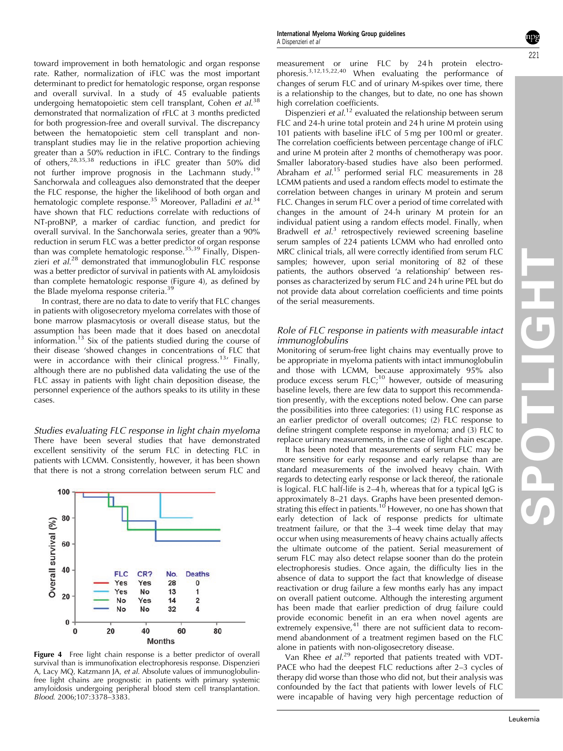toward improvement in both hematologic and organ response rate. Rather, normalization of iFLC was the most important determinant to predict for hematologic response, organ response and overall survival. In a study of 45 evaluable patients undergoing hematopoietic stem cell transplant, Cohen *et al.*[38] demonstrated that normalization of rFLC at 3 months predicted for both progression-free and overall survival. The discrepancy between the hematopoietic stem cell transplant and non-transplant studies may lie in the relative proportion achieving greater than a 50% reduction in iFLC. Contrary to the findings of others,[28,35,38] reductions in iFLC greater than 50% did not further improve prognosis in the Lachmann study.[19] Sanchorwala and colleagues also demonstrated that the deeper the FLC response, the higher the likelihood of both organ and hematologic complete response.[35] Moreover, Palladini *et al.*[34] have shown that FLC reductions correlate with reductions of NT-proBNP, a marker of cardiac function, and predict for overall survival. In the Sanchorwala series, greater than a 90% reduction in serum FLC was a better predictor of organ response than was complete hematologic response.[35,39] Finally, Dispenzieri *et al.*[28] demonstrated that immunoglobulin FLC response was a better predictor of survival in patients with AL amyloidosis than complete hematologic response (Figure 4), as defined by the Blade myeloma response criteria.[39]

In contrast, there are no data to date to verify that FLC changes in patients with oligosecretory myeloma correlates with those of bone marrow plasmacytosis or overall disease status, but the assumption has been made that it does based on anecdotal information.[13] Six of the patients studied during the course of their disease 'showed changes in concentrations of FLC that were in accordance with their clinical progress.[13]' Finally, although there are no published data validating the use of the FLC assay in patients with light chain deposition disease, the personnel experience of the authors speaks to its utility in these cases.

### *Studies evaluating FLC response in light chain myeloma*

There have been several studies that have demonstrated excellent sensitivity of the serum FLC in detecting FLC in patients with LCMM. Consistently, however, it has been shown that there is not a strong correlation between serum FLC and measurement or urine FLC by 24 h protein electrophoresis.[3,12,15,22,40] When evaluating the performance of changes of serum FLC and of urinary M-spikes over time, there is a relationship to the changes, but to date, no one has shown high correlation coefficients.

Dispenzieri *et al.*[12] evaluated the relationship between serum FLC and 24-h urine total protein and 24 h urine M protein using 101 patients with baseline iFLC of 5 mg per 100 ml or greater. The correlation coefficients between percentage change of iFLC and urine M protein after 2 months of chemotherapy was poor. Smaller laboratory-based studies have also been performed. Abraham *et al.*[15] performed serial FLC measurements in 28 LCMM patients and used a random effects model to estimate the correlation between changes in urinary M protein and serum FLC. Changes in serum FLC over a period of time correlated with changes in the amount of 24-h urinary M protein for an individual patient using a random effects model. Finally, when Bradwell *et al.*[3] retrospectively reviewed screening baseline serum samples of 224 patients LCMM who had enrolled onto MRC clinical trials, all were correctly identified from serum FLC samples; however, upon serial monitoring of 82 of these patients, the authors observed 'a relationship' between responses as characterized by serum FLC and 24 h urine PEL but do not provide data about correlation coefficients and time points of the serial measurements.

**Figure 4** Free light chain response is a better predictor of overall survival than is immunofixation electrophoresis response. Dispenzieri A, Lacy MQ, Katzmann JA, *et al.* Absolute values of immunoglobulin-free light chains are prognostic in patients with primary systemic amyloidosis undergoing peripheral blood stem cell transplantation. *Blood.* 2006;107:3378–3383.

### *Role of FLC response in patients with measurable intact immunoglobulins*

Monitoring of serum-free light chains may eventually prove to be appropriate in myeloma patients with intact immunoglobulin and those with LCMM, because approximately 95% also produce excess serum FLC;[10] however, outside of measuring baseline levels, there are few data to support this recommendation presently, with the exceptions noted below. One can parse the possibilities into three categories: (1) using FLC response as an earlier predictor of overall outcomes; (2) FLC response to define stringent complete response in myeloma; and (3) FLC to replace urinary measurements, in the case of light chain escape.

It has been noted that measurements of serum FLC may be more sensitive for early response and early relapse than are standard measurements of the involved heavy chain. With regards to detecting early response or lack thereof, the rationale is logical. FLC half-life is 2–4 h, whereas that for a typical IgG is approximately 8–21 days. Graphs have been presented demonstrating this effect in patients.[10] However, no one has shown that early detection of lack of response predicts for ultimate treatment failure, or that the 3–4 week time delay that may occur when using measurements of heavy chains actually affects the ultimate outcome of the patient. Serial measurement of serum FLC may also detect relapse sooner than do the protein electrophoresis studies. Once again, the difficulty lies in the absence of data to support the fact that knowledge of disease reactivation or drug failure a few months early has any impact on overall patient outcome. Although the interesting argument has been made that earlier prediction of drug failure could provide economic benefit in an era when novel agents are extremely expensive,[41] there are not sufficient data to recommend abandonment of a treatment regimen based on the FLC alone in patients with non-oligosecretory disease.

Van Rhee *et al.*[29] reported that patients treated with VDT-PACE who had the deepest FLC reductions after 2–3 cycles of therapy did worse than those who did not, but their analysis was confounded by the fact that patients with lower levels of FLC were incapable of having very high percentage reduction of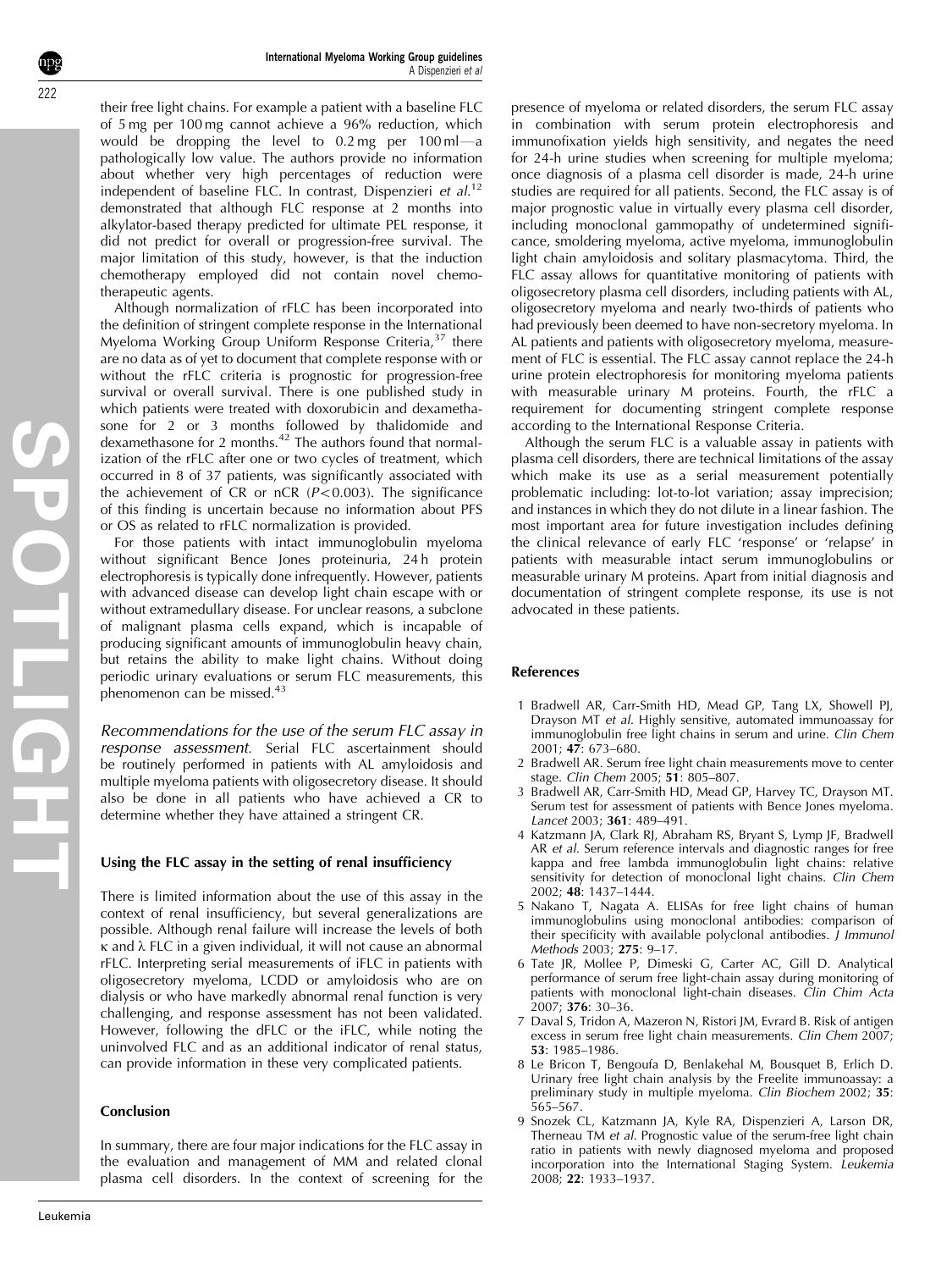their free light chains. For example a patient with a baseline FLC of 5 mg per 100 mg cannot achieve a 96% reduction, which would be dropping the level to 0.2 mg per 100 ml—a pathologically low value. The authors provide no information about whether very high percentages of reduction were independent of baseline FLC. In contrast, Dispenzieri *et al.*[12] demonstrated that although FLC response at 2 months into alkylator-based therapy predicted for ultimate PEL response, it did not predict for overall or progression-free survival. The major limitation of this study, however, is that the induction chemotherapy employed did not contain novel chemotherapeutic agents.

Although normalization of rFLC has been incorporated into the definition of stringent complete response in the International Myeloma Working Group Uniform Response Criteria,[37] there are no data as of yet to document that complete response with or without the rFLC criteria is prognostic for progression-free survival or overall survival. There is one published study in which patients were treated with doxorubicin and dexamethasone for 2 or 3 months followed by thalidomide and dexamethasone for 2 months.[42] The authors found that normalization of the rFLC after one or two cycles of treatment, which occurred in 8 of 37 patients, was significantly associated with the achievement of CR or nCR ($P<0.003$). The significance of this finding is uncertain because no information about PFS or OS as related to rFLC normalization is provided.

For those patients with intact immunoglobulin myeloma without significant Bence Jones proteinuria, 24 h protein electrophoresis is typically done infrequently. However, patients with advanced disease can develop light chain escape with or without extramedullary disease. For unclear reasons, a subclone of malignant plasma cells expand, which is incapable of producing significant amounts of immunoglobulin heavy chain, but retains the ability to make light chains. Without doing periodic urinary evaluations or serum FLC measurements, this phenomenon can be missed.[43]

*Recommendations for the use of the serum FLC assay in response assessment.* Serial FLC ascertainment should be routinely performed in patients with AL amyloidosis and multiple myeloma patients with oligosecretory disease. It should also be done in all patients who have achieved a CR to determine whether they have attained a stringent CR.

## Using the FLC assay in the setting of renal insufficiency

There is limited information about the use of this assay in the context of renal insufficiency, but several generalizations are possible. Although renal failure will increase the levels of both κ and λ FLC in a given individual, it will not cause an abnormal rFLC. Interpreting serial measurements of iFLC in patients with oligosecretory myeloma, LCDD or amyloidosis who are on dialysis or who have markedly abnormal renal function is very challenging, and response assessment has not been validated. However, following the dFLC or the iFLC, while noting the uninvolved FLC and as an additional indicator of renal status, can provide information in these very complicated patients.

## Conclusion

In summary, there are four major indications for the FLC assay in the evaluation and management of MM and related clonal plasma cell disorders. In the context of screening for the presence of myeloma or related disorders, the serum FLC assay in combination with serum protein electrophoresis and immunofixation yields high sensitivity, and negates the need for 24-h urine studies when screening for multiple myeloma; once diagnosis of a plasma cell disorder is made, 24-h urine studies are required for all patients. Second, the FLC assay is of major prognostic value in virtually every plasma cell disorder, including monoclonal gammopathy of undetermined significance, smoldering myeloma, active myeloma, immunoglobulin light chain amyloidosis and solitary plasmacytoma. Third, the FLC assay allows for quantitative monitoring of patients with oligosecretory plasma cell disorders, including patients with AL, oligosecretory myeloma and nearly two-thirds of patients who had previously been deemed to have non-secretory myeloma. In AL patients and patients with oligosecretory myeloma, measurement of FLC is essential. The FLC assay cannot replace the 24-h urine protein electrophoresis for monitoring myeloma patients with measurable urinary M proteins. Fourth, the rFLC a requirement for documenting stringent complete response according to the International Response Criteria.

Although the serum FLC is a valuable assay in patients with plasma cell disorders, there are technical limitations of the assay which make its use as a serial measurement potentially problematic including: lot-to-lot variation; assay imprecision; and instances in which they do not dilute in a linear fashion. The most important area for future investigation includes defining the clinical relevance of early FLC 'response' or 'relapse' in patients with measurable intact serum immunoglobulins or measurable urinary M proteins. Apart from initial diagnosis and documentation of stringent complete response, its use is not advocated in these patients.

## References

1. Bradwell AR, Carr-Smith HD, Mead GP, Tang LX, Showell PJ, Drayson MT *et al.* Highly sensitive, automated immunoassay for immunoglobulin free light chains in serum and urine. *Clin Chem* 2001; **47**: 673–680.
2. Bradwell AR. Serum free light chain measurements move to center stage. *Clin Chem* 2005; **51**: 805–807.
3. Bradwell AR, Carr-Smith HD, Mead GP, Harvey TC, Drayson MT. Serum test for assessment of patients with Bence Jones myeloma. *Lancet* 2003; **361**: 489–491.
4. Katzmann JA, Clark RJ, Abraham RS, Bryant S, Lymp JF, Bradwell AR *et al.* Serum reference intervals and diagnostic ranges for free kappa and free lambda immunoglobulin light chains: relative sensitivity for detection of monoclonal light chains. *Clin Chem* 2002; **48**: 1437–1444.
5. Nakano T, Nagata A. ELISAs for free light chains of human immunoglobulins using monoclonal antibodies: comparison of their specificity with available polyclonal antibodies. *J Immunol Methods* 2003; **275**: 9–17.
6. Tate JR, Mollee P, Dimeski G, Carter AC, Gill D. Analytical performance of serum free light-chain assay during monitoring of patients with monoclonal light-chain diseases. *Clin Chim Acta* 2007; **376**: 30–36.
7. Daval S, Tridon A, Mazeron N, Ristori JM, Evrard B. Risk of antigen excess in serum free light chain measurements. *Clin Chem* 2007; **53**: 1985–1986.
8. Le Bricon T, Bengoufa D, Benlakehal M, Bousquet B, Erlich D. Urinary free light chain analysis by the Freelite immunoassay: a preliminary study in multiple myeloma. *Clin Biochem* 2002; **35**: 565–567.
9. Snozek CL, Katzmann JA, Kyle RA, Dispenzieri A, Larson DR, Therneau TM *et al.* Prognostic value of the serum-free light chain ratio in patients with newly diagnosed myeloma and proposed incorporation into the International Staging System. *Leukemia* 2008; **22**: 1933–1937.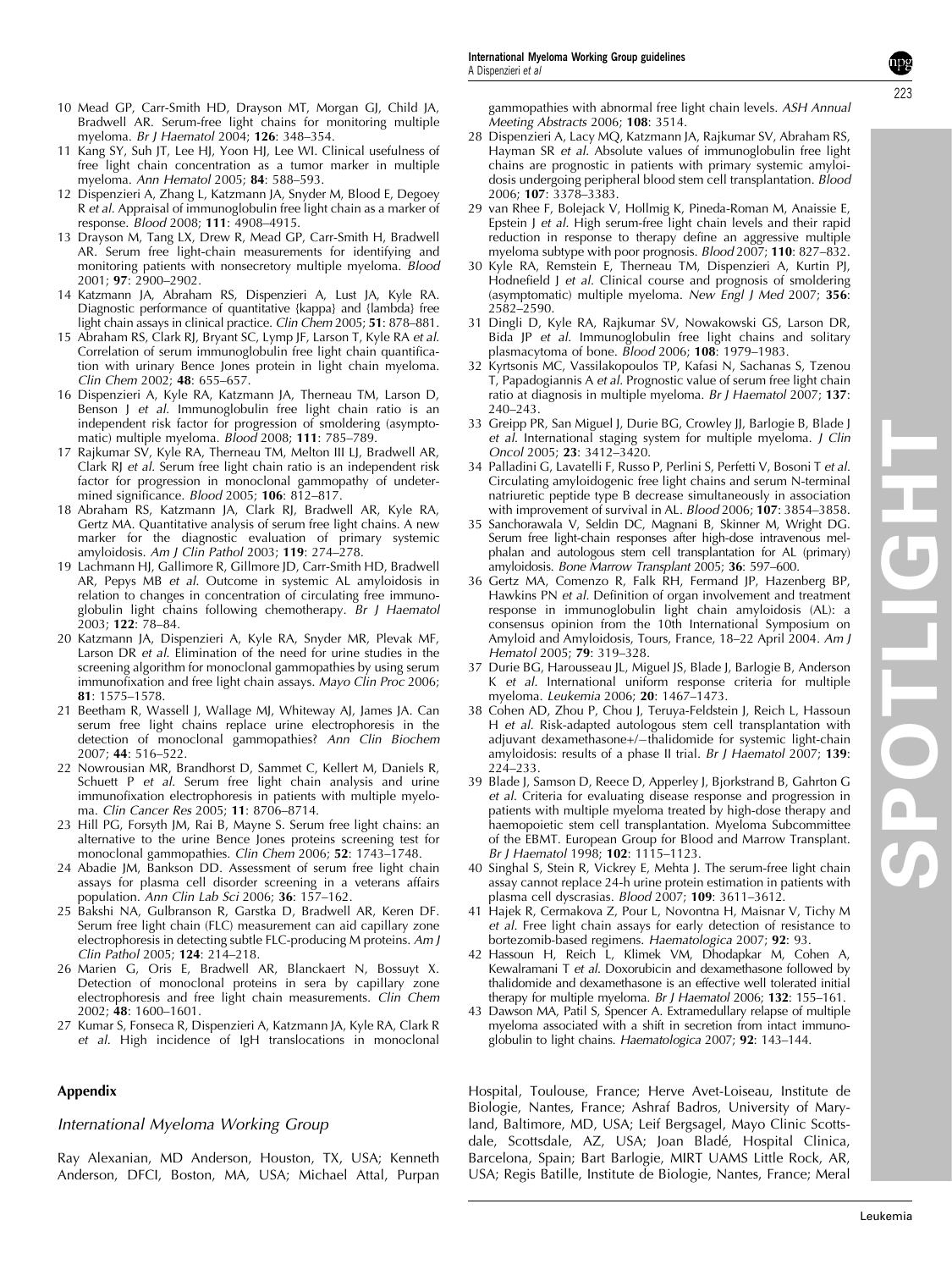10 Mead GP, Carr-Smith HD, Drayson MT, Morgan GJ, Child JA, Bradwell AR. Serum-free light chains for monitoring multiple myeloma. *Br J Haematol* 2004; **126**: 348–354.

11 Kang SY, Suh JT, Lee HJ, Yoon HJ, Lee WI. Clinical usefulness of free light chain concentration as a tumor marker in multiple myeloma. *Ann Hematol* 2005; **84**: 588–593.

12 Dispenzieri A, Zhang L, Katzmann JA, Snyder M, Blood E, Degoey R *et al.* Appraisal of immunoglobulin free light chain as a marker of response. *Blood* 2008; **111**: 4908–4915.

13 Drayson M, Tang LX, Drew R, Mead GP, Carr-Smith H, Bradwell AR. Serum free light-chain measurements for identifying and monitoring patients with nonsecretory multiple myeloma. *Blood* 2001; **97**: 2900–2902.

14 Katzmann JA, Abraham RS, Dispenzieri A, Lust JA, Kyle RA. Diagnostic performance of quantitative {kappa} and {lambda} free light chain assays in clinical practice. *Clin Chem* 2005; **51**: 878–881.

15 Abraham RS, Clark RJ, Bryant SC, Lymp JF, Larson T, Kyle RA *et al.* Correlation of serum immunoglobulin free light chain quantification with urinary Bence Jones protein in light chain myeloma. *Clin Chem* 2002; **48**: 655–657.

16 Dispenzieri A, Kyle RA, Katzmann JA, Therneau TM, Larson D, Benson J *et al.* Immunoglobulin free light chain ratio is an independent risk factor for progression of smoldering (asymptomatic) multiple myeloma. *Blood* 2008; **111**: 785–789.

17 Rajkumar SV, Kyle RA, Therneau TM, Melton III LJ, Bradwell AR, Clark RJ *et al.* Serum free light chain ratio is an independent risk factor for progression in monoclonal gammopathy of undetermined significance. *Blood* 2005; **106**: 812–817.

18 Abraham RS, Katzmann JA, Clark RJ, Bradwell AR, Kyle RA, Gertz MA. Quantitative analysis of serum free light chains. A new marker for the diagnostic evaluation of primary systemic amyloidosis. *Am J Clin Pathol* 2003; **119**: 274–278.

19 Lachmann HJ, Gallimore R, Gillmore JD, Carr-Smith HD, Bradwell AR, Pepys MB *et al.* Outcome in systemic AL amyloidosis in relation to changes in concentration of circulating free immunoglobulin light chains following chemotherapy. *Br J Haematol* 2003; **122**: 78–84.

20 Katzmann JA, Dispenzieri A, Kyle RA, Snyder MR, Plevak MF, Larson DR *et al.* Elimination of the need for urine studies in the screening algorithm for monoclonal gammopathies by using serum immunofixation and free light chain assays. *Mayo Clin Proc* 2006; **81**: 1575–1578.

21 Beetham R, Wassell J, Wallage MJ, Whiteway AJ, James JA. Can serum free light chains replace urine electrophoresis in the detection of monoclonal gammopathies? *Ann Clin Biochem* 2007; **44**: 516–522.

22 Nowrousian MR, Brandhorst D, Sammet C, Kellert M, Daniels R, Schuett P *et al.* Serum free light chain analysis and urine immunofixation electrophoresis in patients with multiple myeloma. *Clin Cancer Res* 2005; **11**: 8706–8714.

23 Hill PG, Forsyth JM, Rai B, Mayne S. Serum free light chains: an alternative to the urine Bence Jones proteins screening test for monoclonal gammopathies. *Clin Chem* 2006; **52**: 1743–1748.

24 Abadie JM, Bankson DD. Assessment of serum free light chain assays for plasma cell disorder screening in a veterans affairs population. *Ann Clin Lab Sci* 2006; **36**: 157–162.

25 Bakshi NA, Gulbranson R, Garstka D, Bradwell AR, Keren DF. Serum free light chain (FLC) measurement can aid capillary zone electrophoresis in detecting subtle FLC-producing M proteins. *Am J Clin Pathol* 2005; **124**: 214–218.

26 Marien G, Oris E, Bradwell AR, Blanckaert N, Bossuyt X. Detection of monoclonal proteins in sera by capillary zone electrophoresis and free light chain measurements. *Clin Chem* 2002; **48**: 1600–1601.

27 Kumar S, Fonseca R, Dispenzieri A, Katzmann JA, Kyle RA, Clark R *et al.* High incidence of IgH translocations in monoclonal gammopathies with abnormal free light chain levels. *ASH Annual Meeting Abstracts* 2006; **108**: 3514.

28 Dispenzieri A, Lacy MQ, Katzmann JA, Rajkumar SV, Abraham RS, Hayman SR *et al.* Absolute values of immunoglobulin free light chains are prognostic in patients with primary systemic amyloidosis undergoing peripheral blood stem cell transplantation. *Blood* 2006; **107**: 3378–3383.

29 van Rhee F, Bolejack V, Hollmig K, Pineda-Roman M, Anaissie E, Epstein J *et al.* High serum-free light chain levels and their rapid reduction in response to therapy define an aggressive multiple myeloma subtype with poor prognosis. *Blood* 2007; **110**: 827–832.

30 Kyle RA, Remstein E, Therneau TM, Dispenzieri A, Kurtin PJ, Hodnefield J *et al.* Clinical course and prognosis of smoldering (asymptomatic) multiple myeloma. *New Engl J Med* 2007; **356**: 2582–2590.

31 Dingli D, Kyle RA, Rajkumar SV, Nowakowski GS, Larson DR, Bida JP *et al.* Immunoglobulin free light chains and solitary plasmacytoma of bone. *Blood* 2006; **108**: 1979–1983.

32 Kyrtsonis MC, Vassilakopoulos TP, Kafasi N, Sachanas S, Tzenou T, Papadogiannis A *et al.* Prognostic value of serum free light chain ratio at diagnosis in multiple myeloma. *Br J Haematol* 2007; **137**: 240–243.

33 Greipp PR, San Miguel J, Durie BG, Crowley JJ, Barlogie B, Blade J *et al.* International staging system for multiple myeloma. *J Clin Oncol* 2005; **23**: 3412–3420.

34 Palladini G, Lavatelli F, Russo P, Perlini S, Perfetti V, Bosoni T *et al.* Circulating amyloidogenic free light chains and serum N-terminal natriuretic peptide type B decrease simultaneously in association with improvement of survival in AL. *Blood* 2006; **107**: 3854–3858.

35 Sanchorawala V, Seldin DC, Magnani B, Skinner M, Wright DG. Serum free light-chain responses after high-dose intravenous melphalan and autologous stem cell transplantation for AL (primary) amyloidosis. *Bone Marrow Transplant* 2005; **36**: 597–600.

36 Gertz MA, Comenzo R, Falk RH, Fermand JP, Hazenberg BP, Hawkins PN *et al.* Definition of organ involvement and treatment response in immunoglobulin light chain amyloidosis (AL): a consensus opinion from the 10th International Symposium on Amyloid and Amyloidosis, Tours, France, 18–22 April 2004. *Am J Hematol* 2005; **79**: 319–328.

37 Durie BG, Harousseau JL, Miguel JS, Blade J, Barlogie B, Anderson K *et al.* International uniform response criteria for multiple myeloma. *Leukemia* 2006; **20**: 1467–1473.

38 Cohen AD, Zhou P, Chou J, Teruya-Feldstein J, Reich L, Hassoun H *et al.* Risk-adapted autologous stem cell transplantation with adjuvant dexamethasone+/−thalidomide for systemic light-chain amyloidosis: results of a phase II trial. *Br J Haematol* 2007; **139**: 224–233.

39 Blade J, Samson D, Reece D, Apperley J, Bjorkstrand B, Gahrton G *et al.* Criteria for evaluating disease response and progression in patients with multiple myeloma treated by high-dose therapy and haemopoietic stem cell transplantation. Myeloma Subcommittee of the EBMT. European Group for Blood and Marrow Transplant. *Br J Haematol* 1998; **102**: 1115–1123.

40 Singhal S, Stein R, Vickrey E, Mehta J. The serum-free light chain assay cannot replace 24-h urine protein estimation in patients with plasma cell dyscrasias. *Blood* 2007; **109**: 3611–3612.

41 Hajek R, Cermakova Z, Pour L, Novontna H, Maisnar V, Tichy M *et al.* Free light chain assays for early detection of resistance to bortezomib-based regimens. *Haematologica* 2007; **92**: 93.

42 Hassoun H, Reich L, Klimek VM, Dhodapkar M, Cohen A, Kewalramani T *et al.* Doxorubicin and dexamethasone followed by thalidomide and dexamethasone is an effective well tolerated initial therapy for multiple myeloma. *Br J Haematol* 2006; **132**: 155–161.

43 Dawson MA, Patil S, Spencer A. Extramedullary relapse of multiple myeloma associated with a shift in secretion from intact immunoglobulin to light chains. *Haematologica* 2007; **92**: 143–144.

## Appendix

### *International Myeloma Working Group*

Ray Alexanian, MD Anderson, Houston, TX, USA; Kenneth Anderson, DFCI, Boston, MA, USA; Michael Attal, Purpan Hospital, Toulouse, France; Herve Avet-Loiseau, Institute de Biologie, Nantes, France; Ashraf Badros, University of Maryland, Baltimore, MD, USA; Leif Bergsagel, Mayo Clinic Scottsdale, Scottsdale, AZ, USA; Joan Bladé, Hospital Clinica, Barcelona, Spain; Bart Barlogie, MIRT UAMS Little Rock, AR, USA; Regis Batille, Institute de Biologie, Nantes, France; Meral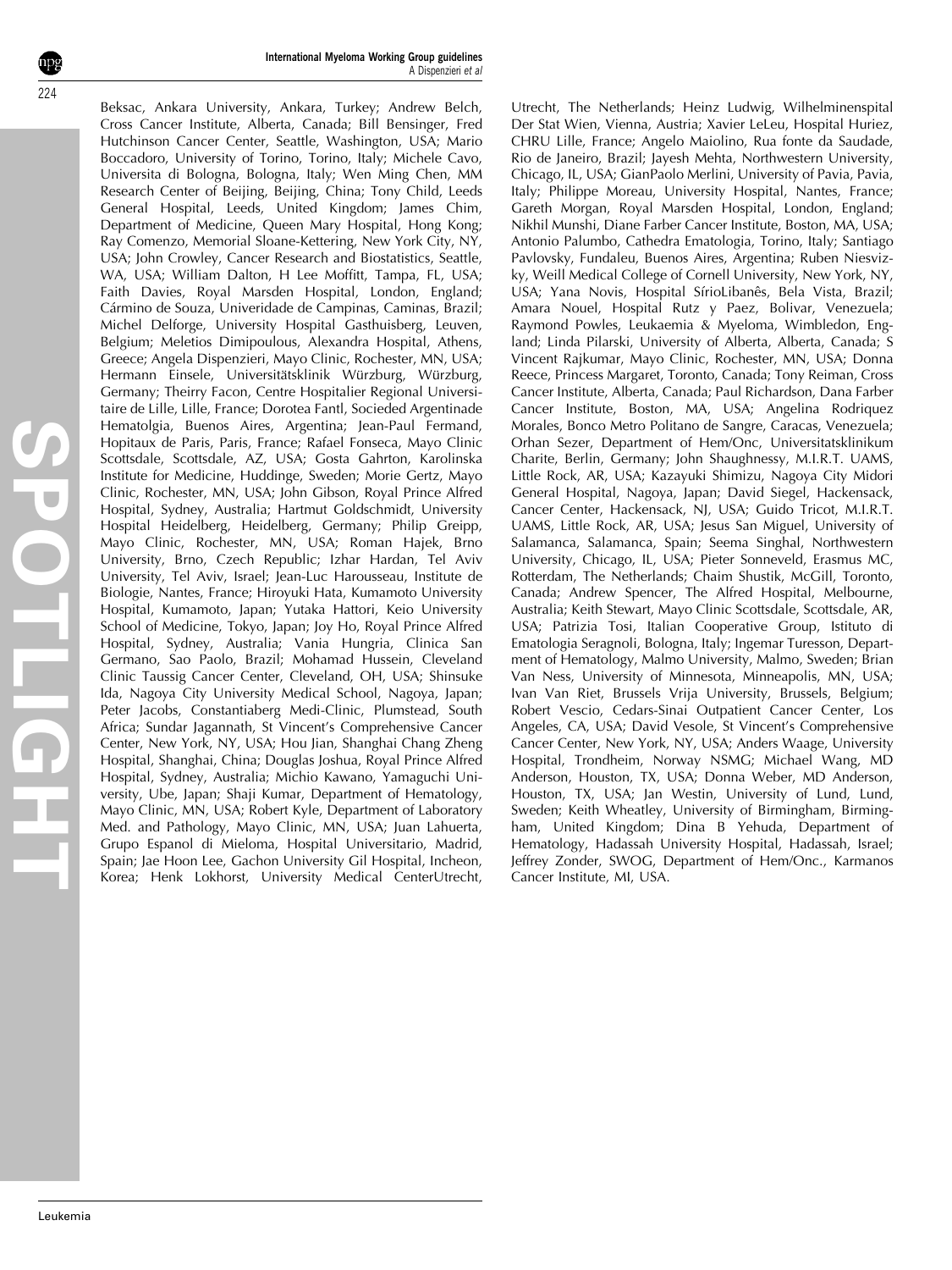Beksac, Ankara University, Ankara, Turkey; Andrew Belch, Cross Cancer Institute, Alberta, Canada; Bill Bensinger, Fred Hutchinson Cancer Center, Seattle, Washington, USA; Mario Boccadoro, University of Torino, Torino, Italy; Michele Cavo, Universita di Bologna, Bologna, Italy; Wen Ming Chen, MM Research Center of Beijing, Beijing, China; Tony Child, Leeds General Hospital, Leeds, United Kingdom; James Chim, Department of Medicine, Queen Mary Hospital, Hong Kong; Ray Comenzo, Memorial Sloane-Kettering, New York City, NY, USA; John Crowley, Cancer Research and Biostatistics, Seattle, WA, USA; William Dalton, H Lee Moffitt, Tampa, FL, USA; Faith Davies, Royal Marsden Hospital, London, England; Cármino de Souza, Univeridade de Campinas, Caminas, Brazil; Michel Delforge, University Hospital Gasthuisberg, Leuven, Belgium; Meletios Dimipoulous, Alexandra Hospital, Athens, Greece; Angela Dispenzieri, Mayo Clinic, Rochester, MN, USA; Hermann Einsele, Universitätsklinik Würzburg, Würzburg, Germany; Theirry Facon, Centre Hospitalier Regional Universitaire de Lille, Lille, France; Dorotea Fantl, Socieded Argentinade Hematolgia, Buenos Aires, Argentina; Jean-Paul Fermand, Hopitaux de Paris, Paris, France; Rafael Fonseca, Mayo Clinic Scottsdale, Scottsdale, AZ, USA; Gosta Gahrton, Karolinska Institute for Medicine, Huddinge, Sweden; Morie Gertz, Mayo Clinic, Rochester, MN, USA; John Gibson, Royal Prince Alfred Hospital, Sydney, Australia; Hartmut Goldschmidt, University Hospital Heidelberg, Heidelberg, Germany; Philip Greipp, Mayo Clinic, Rochester, MN, USA; Roman Hajek, Brno University, Brno, Czech Republic; Izhar Hardan, Tel Aviv University, Tel Aviv, Israel; Jean-Luc Harousseau, Institute de Biologie, Nantes, France; Hiroyuki Hata, Kumamoto University Hospital, Kumamoto, Japan; Yutaka Hattori, Keio University School of Medicine, Tokyo, Japan; Joy Ho, Royal Prince Alfred Hospital, Sydney, Australia; Vania Hungria, Clinica San Germano, Sao Paolo, Brazil; Mohamad Hussein, Cleveland Clinic Taussig Cancer Center, Cleveland, OH, USA; Shinsuke Ida, Nagoya City University Medical School, Nagoya, Japan; Peter Jacobs, Constantiaberg Medi-Clinic, Plumstead, South Africa; Sundar Jagannath, St Vincent's Comprehensive Cancer Center, New York, NY, USA; Hou Jian, Shanghai Chang Zheng Hospital, Shanghai, China; Douglas Joshua, Royal Prince Alfred Hospital, Sydney, Australia; Michio Kawano, Yamaguchi University, Ube, Japan; Shaji Kumar, Department of Hematology, Mayo Clinic, Rochester, MN, USA; Robert Kyle, Department of Laboratory Med. and Pathology, Mayo Clinic, MN, USA; Juan Lahuerta, Grupo Espanol di Mieloma, Hospital Universitario, Madrid, Spain; Jae Hoon Lee, Gachon University Gil Hospital, Incheon, Korea; Henk Lokhorst, University Medical CenterUtrecht, Utrecht, The Netherlands; Heinz Ludwig, Wilhelminenspital Der Stat Wien, Vienna, Austria; Xavier LeLeu, Hospital Huriez, CHRU Lille, France; Angelo Maiolino, Rua fonte da Saudade, Rio de Janeiro, Brazil; Jayesh Mehta, Northwestern University, Chicago, IL, USA; GianPaolo Merlini, University of Pavia, Pavia, Italy; Philippe Moreau, University Hospital, Nantes, France; Gareth Morgan, Royal Marsden Hospital, London, England; Nikhil Munshi, Diane Farber Cancer Institute, Boston, MA, USA; Antonio Palumbo, Cathedra Ematologia, Torino, Italy; Santiago Pavlovsky, Fundaleu, Buenos Aires, Argentina; Ruben Niesvizky, Weill Medical College of Cornell University, New York, NY, USA; Yana Novis, Hospital SírioLibanês, Bela Vista, Brazil; Amara Nouel, Hospital Rutz y Paez, Bolivar, Venezuela; Raymond Powles, Leukaemia & Myeloma, Wimbledon, England; Linda Pilarski, University of Alberta, Alberta, Canada; S Vincent Rajkumar, Mayo Clinic, Rochester, MN, USA; Donna Reece, Princess Margaret, Toronto, Canada; Tony Reiman, Cross Cancer Institute, Alberta, Canada; Paul Richardson, Dana Farber Cancer Institute, Boston, MA, USA; Angelina Rodriquez Morales, Bonco Metro Politano de Sangre, Caracas, Venezuela; Orhan Sezer, Department of Hem/Onc, Universitatsklinikum Charite, Berlin, Germany; John Shaughnessy, M.I.R.T. UAMS, Little Rock, AR, USA; Kazayuki Shimizu, Nagoya City Midori General Hospital, Nagoya, Japan; David Siegel, Hackensack, Cancer Center, Hackensack, NJ, USA; Guido Tricot, M.I.R.T. UAMS, Little Rock, AR, USA; Jesus San Miguel, University of Salamanca, Salamanca, Spain; Seema Singhal, Northwestern University, Chicago, IL, USA; Pieter Sonneveld, Erasmus MC, Rotterdam, The Netherlands; Chaim Shustik, McGill, Toronto, Canada; Andrew Spencer, The Alfred Hospital, Melbourne, Australia; Keith Stewart, Mayo Clinic Scottsdale, Scottsdale, AR, USA; Patrizia Tosi, Italian Cooperative Group, Istituto di Ematologia Seragnoli, Bologna, Italy; Ingemar Turesson, Department of Hematology, Malmo University, Malmo, Sweden; Brian Van Ness, University of Minnesota, Minneapolis, MN, USA; Ivan Van Riet, Brussels Vrija University, Brussels, Belgium; Robert Vescio, Cedars-Sinai Outpatient Cancer Center, Los Angeles, CA, USA; David Vesole, St Vincent's Comprehensive Cancer Center, New York, NY, USA; Anders Waage, University Hospital, Trondheim, Norway NSMG; Michael Wang, MD Anderson, Houston, TX, USA; Donna Weber, MD Anderson, Houston, TX, USA; Jan Westin, University of Lund, Lund, Sweden; Keith Wheatley, University of Birmingham, Birmingham, United Kingdom; Dina B Yehuda, Department of Hematology, Hadassah University Hospital, Hadassah, Israel; Jeffrey Zonder, SWOG, Department of Hem/Onc., Karmanos Cancer Institute, MI, USA.